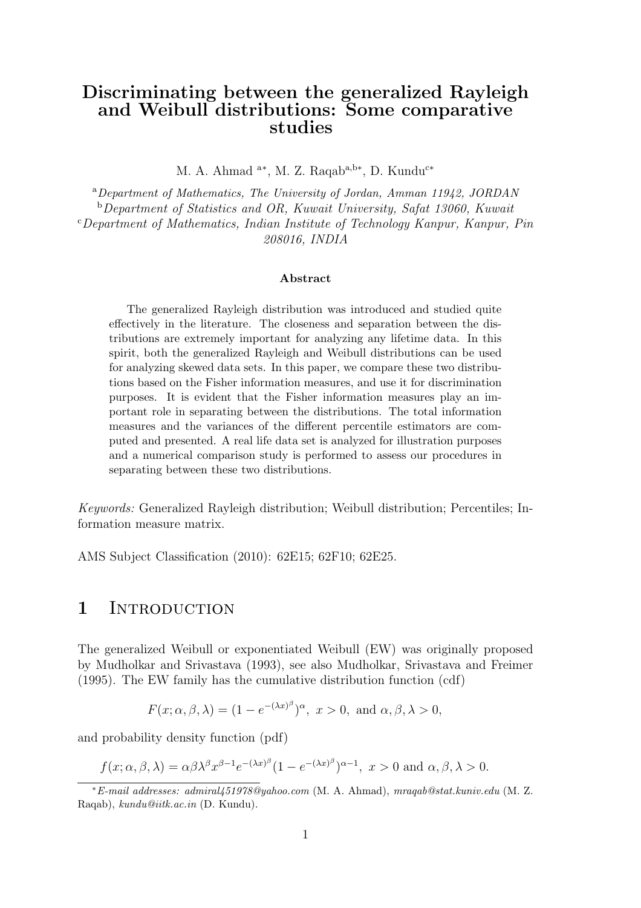# Discriminating between the generalized Rayleigh and Weibull distributions: Some comparative studies

M. A. Ahmad [a*], M. Z. Raqab[a,b*], D. Kundu[c*]

[a] *Department of Mathematics, The University of Jordan, Amman 11942, JORDAN*
[b] *Department of Statistics and OR, Kuwait University, Safat 13060, Kuwait*
[c] *Department of Mathematics, Indian Institute of Technology Kanpur, Kanpur, Pin 208016, INDIA*

### Abstract

The generalized Rayleigh distribution was introduced and studied quite effectively in the literature. The closeness and separation between the distributions are extremely important for analyzing any lifetime data. In this spirit, both the generalized Rayleigh and Weibull distributions can be used for analyzing skewed data sets. In this paper, we compare these two distributions based on the Fisher information measures, and use it for discrimination purposes. It is evident that the Fisher information measures play an important role in separating between the distributions. The total information measures and the variances of the different percentile estimators are computed and presented. A real life data set is analyzed for illustration purposes and a numerical comparison study is performed to assess our procedures in separating between these two distributions.

*Keywords:* Generalized Rayleigh distribution; Weibull distribution; Percentiles; Information measure matrix.

AMS Subject Classification (2010): 62E15; 62F10; 62E25.

## 1 Introduction

The generalized Weibull or exponentiated Weibull (EW) was originally proposed by Mudholkar and Srivastava (1993), see also Mudholkar, Srivastava and Freimer (1995). The EW family has the cumulative distribution function (cdf)

$$F(x;\alpha,\beta,\lambda) = (1 - e^{-(\lambda x)^{\beta}})^{\alpha},\ x > 0,\ \text{and}\ \alpha,\beta,\lambda > 0,$$

and probability density function (pdf)

$$f(x;\alpha,\beta,\lambda) = \alpha\beta\lambda^{\beta}x^{\beta-1}e^{-(\lambda x)^{\beta}}(1 - e^{-(\lambda x)^{\beta}})^{\alpha-1},\ x > 0 \text{ and } \alpha,\beta,\lambda > 0.$$

*E-mail addresses: admiral451978@yahoo.com* (M. A. Ahmad), *mraqab@stat.kuniv.edu* (M. Z. Raqab), *kundu@iitk.ac.in* (D. Kundu).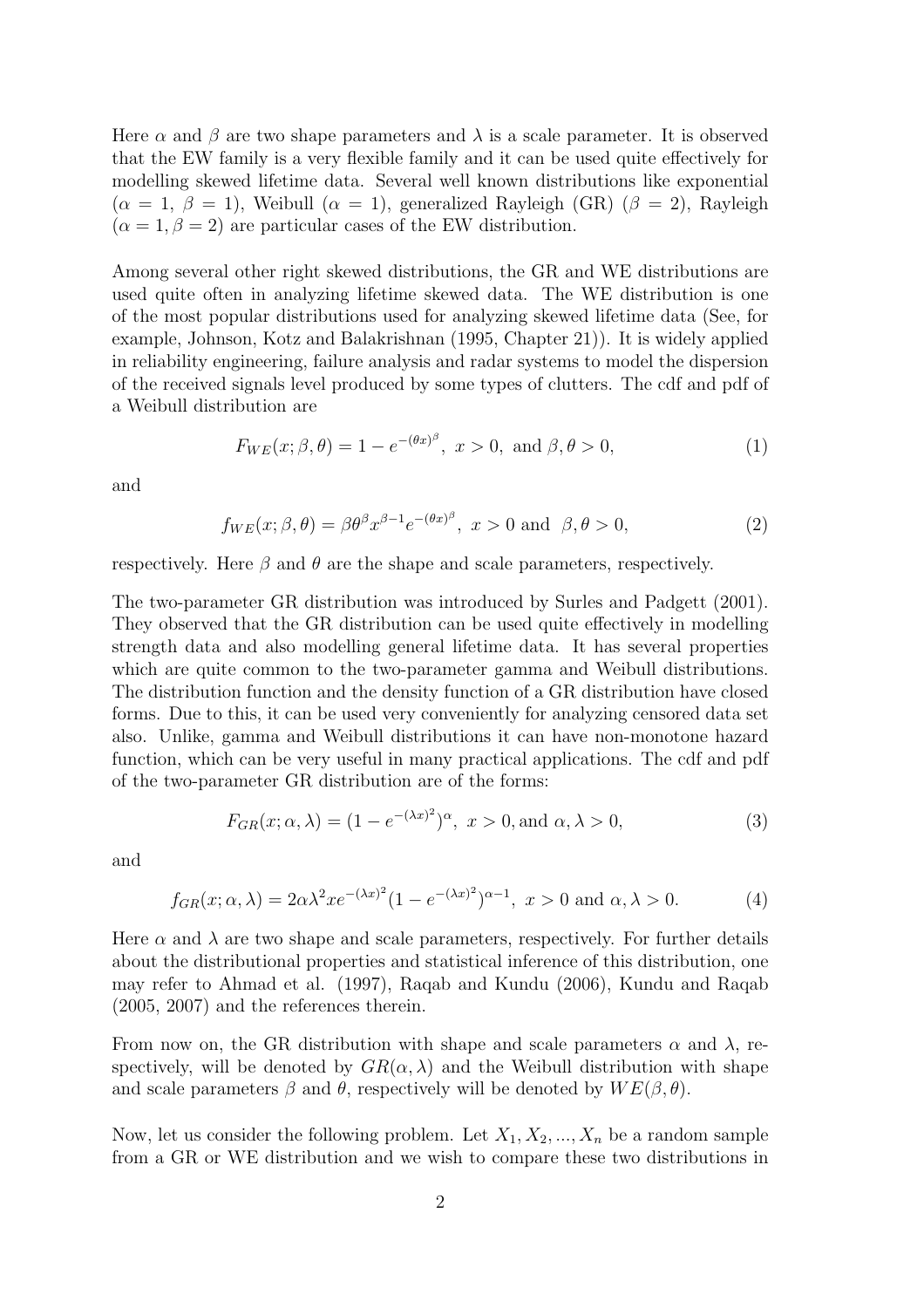Here $\alpha$ and $\beta$ are two shape parameters and $\lambda$ is a scale parameter. It is observed that the EW family is a very flexible family and it can be used quite effectively for modelling skewed lifetime data. Several well known distributions like exponential ($\alpha = 1$, $\beta = 1$), Weibull ($\alpha = 1$), generalized Rayleigh (GR) ($\beta = 2$), Rayleigh ($\alpha = 1, \beta = 2$) are particular cases of the EW distribution.

Among several other right skewed distributions, the GR and WE distributions are used quite often in analyzing lifetime skewed data. The WE distribution is one of the most popular distributions used for analyzing skewed lifetime data (See, for example, Johnson, Kotz and Balakrishnan (1995, Chapter 21)). It is widely applied in reliability engineering, failure analysis and radar systems to model the dispersion of the received signals level produced by some types of clutters. The cdf and pdf of a Weibull distribution are

$$F_{WE}(x;\beta,\theta) = 1 - e^{-(\theta x)^{\beta}}, \; x > 0, \text{ and } \beta, \theta > 0, \tag{1}$$

and

$$f_{WE}(x;\beta,\theta) = \beta\theta^{\beta}x^{\beta-1}e^{-(\theta x)^{\beta}}, \; x > 0 \text{ and } \; \beta, \theta > 0, \tag{2}$$

respectively. Here $\beta$ and $\theta$ are the shape and scale parameters, respectively.

The two-parameter GR distribution was introduced by Surles and Padgett (2001). They observed that the GR distribution can be used quite effectively in modelling strength data and also modelling general lifetime data. It has several properties which are quite common to the two-parameter gamma and Weibull distributions. The distribution function and the density function of a GR distribution have closed forms. Due to this, it can be used very conveniently for analyzing censored data set also. Unlike, gamma and Weibull distributions it can have non-monotone hazard function, which can be very useful in many practical applications. The cdf and pdf of the two-parameter GR distribution are of the forms:

$$F_{GR}(x;\alpha,\lambda) = (1 - e^{-(\lambda x)^2})^{\alpha}, \; x > 0, \text{and } \alpha, \lambda > 0, \tag{3}$$

and

$$f_{GR}(x;\alpha,\lambda) = 2\alpha\lambda^2 x e^{-(\lambda x)^2}(1 - e^{-(\lambda x)^2})^{\alpha-1}, \; x > 0 \text{ and } \alpha, \lambda > 0. \tag{4}$$

Here $\alpha$ and $\lambda$ are two shape and scale parameters, respectively. For further details about the distributional properties and statistical inference of this distribution, one may refer to Ahmad et al. (1997), Raqab and Kundu (2006), Kundu and Raqab (2005, 2007) and the references therein.

From now on, the GR distribution with shape and scale parameters $\alpha$ and $\lambda$, respectively, will be denoted by $GR(\alpha, \lambda)$ and the Weibull distribution with shape and scale parameters $\beta$ and $\theta$, respectively will be denoted by $WE(\beta, \theta)$.

Now, let us consider the following problem. Let $X_1, X_2, ..., X_n$ be a random sample from a GR or WE distribution and we wish to compare these two distributions in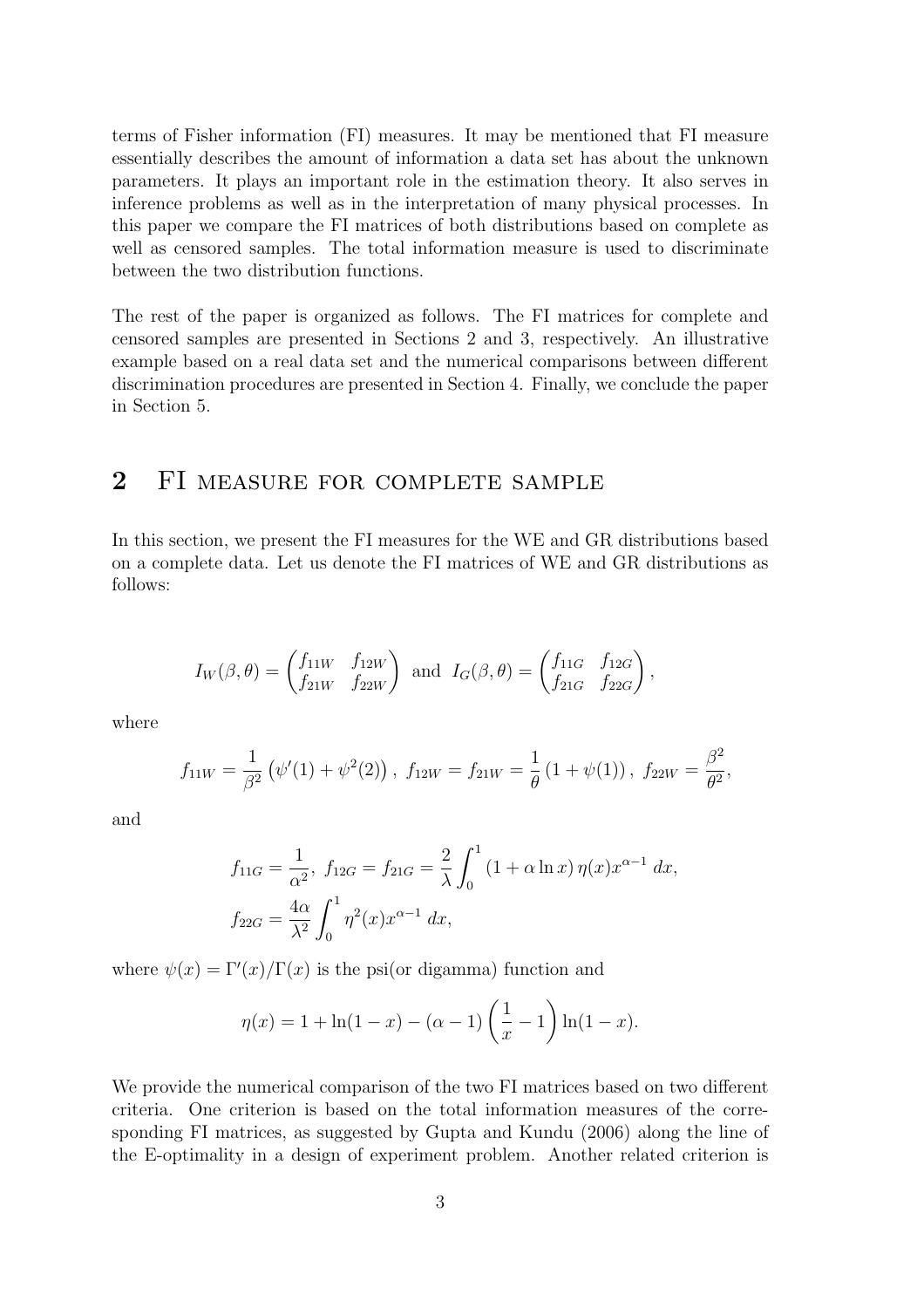terms of Fisher information (FI) measures. It may be mentioned that FI measure essentially describes the amount of information a data set has about the unknown parameters. It plays an important role in the estimation theory. It also serves in inference problems as well as in the interpretation of many physical processes. In this paper we compare the FI matrices of both distributions based on complete as well as censored samples. The total information measure is used to discriminate between the two distribution functions.

The rest of the paper is organized as follows. The FI matrices for complete and censored samples are presented in Sections 2 and 3, respectively. An illustrative example based on a real data set and the numerical comparisons between different discrimination procedures are presented in Section 4. Finally, we conclude the paper in Section 5.

## 2 FI measure for complete sample

In this section, we present the FI measures for the WE and GR distributions based on a complete data. Let us denote the FI matrices of WE and GR distributions as follows:

$$I_W(\beta,\theta) = \begin{pmatrix} f_{11W} & f_{12W} \\ f_{21W} & f_{22W} \end{pmatrix} \text{ and } I_G(\beta,\theta) = \begin{pmatrix} f_{11G} & f_{12G} \\ f_{21G} & f_{22G} \end{pmatrix},$$

where

$$f_{11W} = \frac{1}{\beta^2}\left(\psi'(1) + \psi^2(2)\right),\ f_{12W} = f_{21W} = \frac{1}{\theta}\left(1 + \psi(1)\right),\ f_{22W} = \frac{\beta^2}{\theta^2},$$

and

$$f_{11G} = \frac{1}{\alpha^2},\ f_{12G} = f_{21G} = \frac{2}{\lambda}\int_0^1 \left(1 + \alpha \ln x\right)\eta(x)x^{\alpha-1}\, dx,$$
$$f_{22G} = \frac{4\alpha}{\lambda^2}\int_0^1 \eta^2(x)x^{\alpha-1}\, dx,$$

where $\psi(x) = \Gamma'(x)/\Gamma(x)$ is the psi(or digamma) function and

$$\eta(x) = 1 + \ln(1-x) - (\alpha - 1)\left(\frac{1}{x} - 1\right)\ln(1-x).$$

We provide the numerical comparison of the two FI matrices based on two different criteria. One criterion is based on the total information measures of the corresponding FI matrices, as suggested by Gupta and Kundu (2006) along the line of the E-optimality in a design of experiment problem. Another related criterion is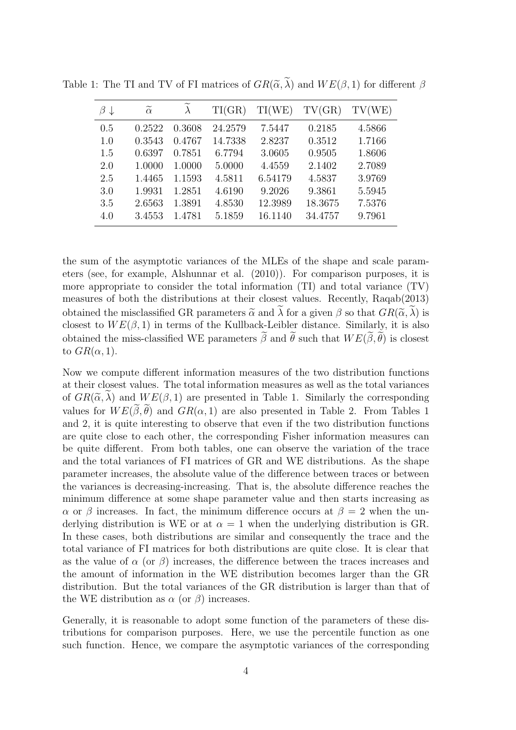Table 1: The TI and TV of FI matrices of $GR(\widetilde{\alpha}, \widetilde{\lambda})$ and $WE(\beta, 1)$ for different $\beta$

| $\beta \downarrow$ | $\widetilde{\alpha}$ | $\widetilde{\lambda}$ | TI(GR) | TI(WE) | TV(GR) | TV(WE) |
|---|---|---|---|---|---|---|
| 0.5 | 0.2522 | 0.3608 | 24.2579 | 7.5447 | 0.2185 | 4.5866 |
| 1.0 | 0.3543 | 0.4767 | 14.7338 | 2.8237 | 0.3512 | 1.7166 |
| 1.5 | 0.6397 | 0.7851 | 6.7794 | 3.0605 | 0.9505 | 1.8606 |
| 2.0 | 1.0000 | 1.0000 | 5.0000 | 4.4559 | 2.1402 | 2.7089 |
| 2.5 | 1.4465 | 1.1593 | 4.5811 | 6.54179 | 4.5837 | 3.9769 |
| 3.0 | 1.9931 | 1.2851 | 4.6190 | 9.2026 | 9.3861 | 5.5945 |
| 3.5 | 2.6563 | 1.3891 | 4.8530 | 12.3989 | 18.3675 | 7.5376 |
| 4.0 | 3.4553 | 1.4781 | 5.1859 | 16.1140 | 34.4757 | 9.7961 |

the sum of the asymptotic variances of the MLEs of the shape and scale parameters (see, for example, Alshunnar et al. (2010)). For comparison purposes, it is more appropriate to consider the total information (TI) and total variance (TV) measures of both the distributions at their closest values. Recently, Raqab(2013) obtained the misclassified GR parameters $\widetilde{\alpha}$ and $\widetilde{\lambda}$ for a given $\beta$ so that $GR(\widetilde{\alpha}, \widetilde{\lambda})$ is closest to $WE(\beta, 1)$ in terms of the Kullback-Leibler distance. Similarly, it is also obtained the miss-classified WE parameters $\widetilde{\beta}$ and $\widetilde{\theta}$ such that $WE(\widetilde{\beta}, \widetilde{\theta})$ is closest to $GR(\alpha, 1)$.

Now we compute different information measures of the two distribution functions at their closest values. The total information measures as well as the total variances of $GR(\widetilde{\alpha}, \widetilde{\lambda})$ and $WE(\beta, 1)$ are presented in Table 1. Similarly the corresponding values for $WE(\widetilde{\beta}, \widetilde{\theta})$ and $GR(\alpha, 1)$ are also presented in Table 2. From Tables 1 and 2, it is quite interesting to observe that even if the two distribution functions are quite close to each other, the corresponding Fisher information measures can be quite different. From both tables, one can observe the variation of the trace and the total variances of FI matrices of GR and WE distributions. As the shape parameter increases, the absolute value of the difference between traces or between the variances is decreasing-increasing. That is, the absolute difference reaches the minimum difference at some shape parameter value and then starts increasing as $\alpha$ or $\beta$ increases. In fact, the minimum difference occurs at $\beta = 2$ when the underlying distribution is WE or at $\alpha = 1$ when the underlying distribution is GR. In these cases, both distributions are similar and consequently the trace and the total variance of FI matrices for both distributions are quite close. It is clear that as the value of $\alpha$ (or $\beta$) increases, the difference between the traces increases and the amount of information in the WE distribution becomes larger than the GR distribution. But the total variances of the GR distribution is larger than that of the WE distribution as $\alpha$ (or $\beta$) increases.

Generally, it is reasonable to adopt some function of the parameters of these distributions for comparison purposes. Here, we use the percentile function as one such function. Hence, we compare the asymptotic variances of the corresponding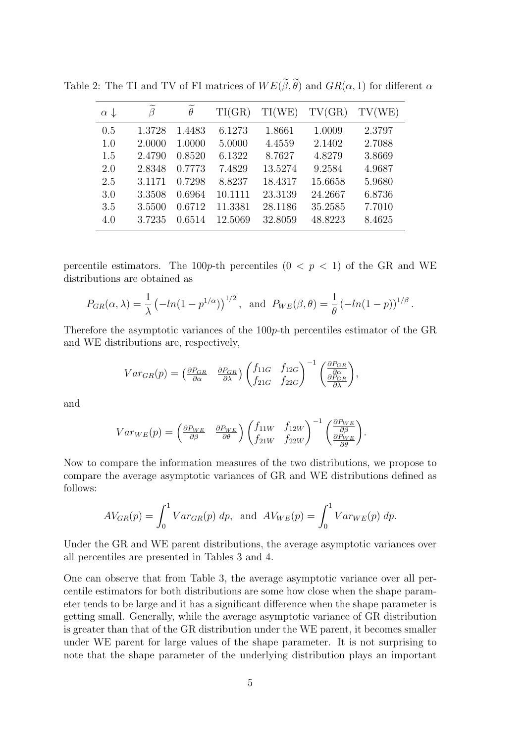Table 2: The TI and TV of FI matrices of $WE(\widetilde{\beta}, \widetilde{\theta})$ and $GR(\alpha, 1)$ for different $\alpha$

| $\alpha \downarrow$ | $\widetilde{\beta}$ | $\widetilde{\theta}$ | TI(GR) | TI(WE) | TV(GR) | TV(WE) |
|---|---|---|---|---|---|---|
| 0.5 | 1.3728 | 1.4483 | 6.1273 | 1.8661 | 1.0009 | 2.3797 |
| 1.0 | 2.0000 | 1.0000 | 5.0000 | 4.4559 | 2.1402 | 2.7088 |
| 1.5 | 2.4790 | 0.8520 | 6.1322 | 8.7627 | 4.8279 | 3.8669 |
| 2.0 | 2.8348 | 0.7773 | 7.4829 | 13.5274 | 9.2584 | 4.9687 |
| 2.5 | 3.1171 | 0.7298 | 8.8237 | 18.4317 | 15.6658 | 5.9680 |
| 3.0 | 3.3508 | 0.6964 | 10.1111 | 23.3139 | 24.2667 | 6.8736 |
| 3.5 | 3.5500 | 0.6712 | 11.3381 | 28.1186 | 35.2585 | 7.7010 |
| 4.0 | 3.7235 | 0.6514 | 12.5069 | 32.8059 | 48.8223 | 8.4625 |

percentile estimators. The $100p$-th percentiles $(0 < p < 1)$ of the GR and WE distributions are obtained as

$$P_{GR}(\alpha, \lambda) = \frac{1}{\lambda}\left(-ln(1 - p^{1/\alpha})\right)^{1/2}, \text{ and } P_{WE}(\beta, \theta) = \frac{1}{\theta}\left(-ln(1 - p)\right)^{1/\beta}.$$

Therefore the asymptotic variances of the $100p$-th percentiles estimator of the GR and WE distributions are, respectively,

$$Var_{GR}(p) = \begin{pmatrix} \frac{\partial P_{GR}}{\partial \alpha} & \frac{\partial P_{GR}}{\partial \lambda} \end{pmatrix} \begin{pmatrix} f_{11G} & f_{12G} \\ f_{21G} & f_{22G} \end{pmatrix}^{-1} \begin{pmatrix} \frac{\partial P_{GR}}{\partial \alpha} \\ \frac{\partial P_{GR}}{\partial \lambda} \end{pmatrix},$$

and

$$Var_{WE}(p) = \begin{pmatrix} \frac{\partial P_{WE}}{\partial \beta} & \frac{\partial P_{WE}}{\partial \theta} \end{pmatrix} \begin{pmatrix} f_{11W} & f_{12W} \\ f_{21W} & f_{22W} \end{pmatrix}^{-1} \begin{pmatrix} \frac{\partial P_{WE}}{\partial \beta} \\ \frac{\partial P_{WE}}{\partial \theta} \end{pmatrix}.$$

Now to compare the information measures of the two distributions, we propose to compare the average asymptotic variances of GR and WE distributions defined as follows:

$$AV_{GR}(p) = \int_0^1 Var_{GR}(p)\ dp, \text{ and } AV_{WE}(p) = \int_0^1 Var_{WE}(p)\ dp.$$

Under the GR and WE parent distributions, the average asymptotic variances over all percentiles are presented in Tables 3 and 4.

One can observe that from Table 3, the average asymptotic variance over all percentile estimators for both distributions are some how close when the shape parameter tends to be large and it has a significant difference when the shape parameter is getting small. Generally, while the average asymptotic variance of GR distribution is greater than that of the GR distribution under the WE parent, it becomes smaller under WE parent for large values of the shape parameter. It is not surprising to note that the shape parameter of the underlying distribution plays an important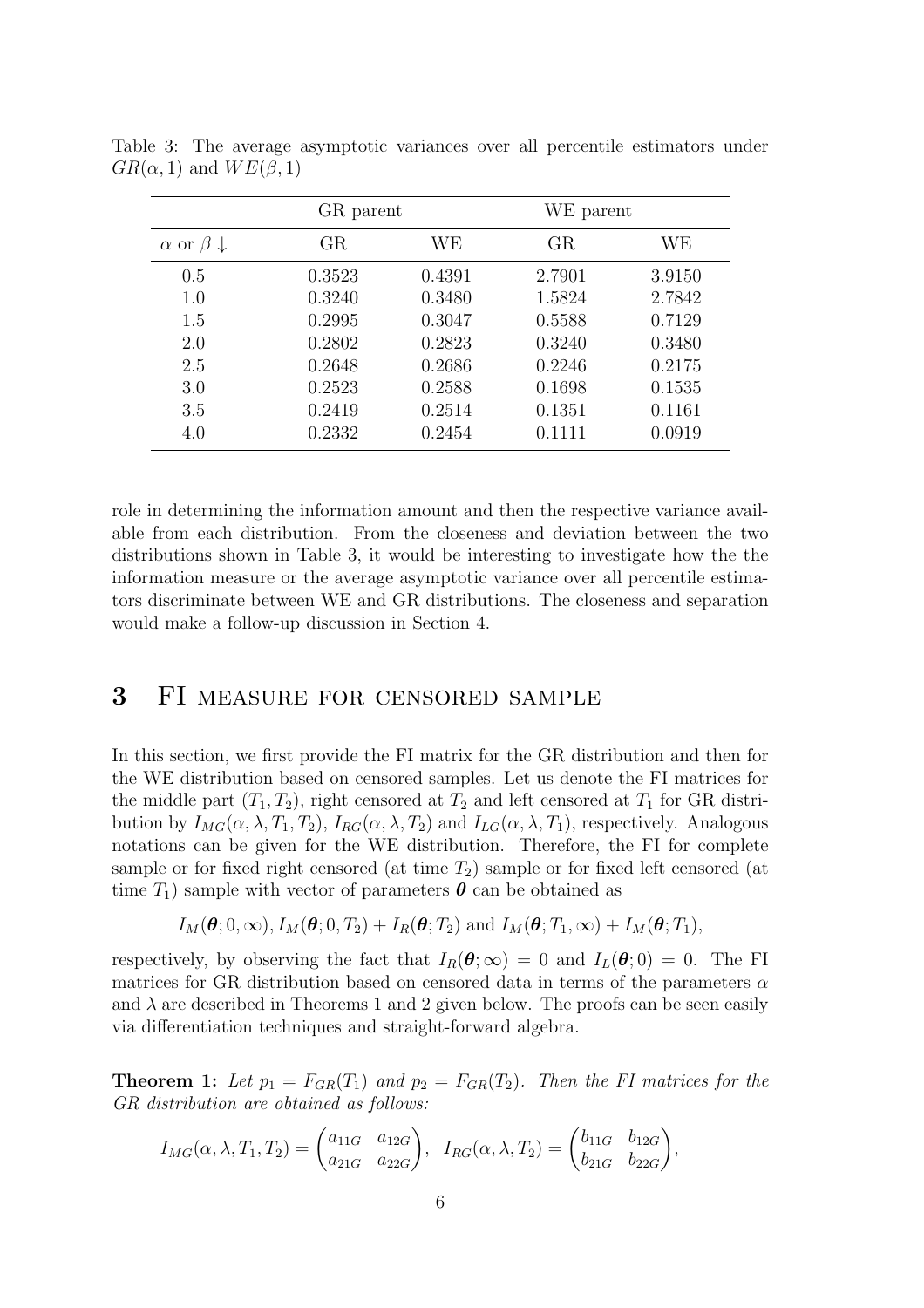Table 3: The average asymptotic variances over all percentile estimators under $GR(\alpha, 1)$ and $WE(\beta, 1)$

| | GR parent | | WE parent | |
|---|---|---|---|---|
| $\alpha$ or $\beta \downarrow$ | GR | WE | GR | WE |
| 0.5 | 0.3523 | 0.4391 | 2.7901 | 3.9150 |
| 1.0 | 0.3240 | 0.3480 | 1.5824 | 2.7842 |
| 1.5 | 0.2995 | 0.3047 | 0.5588 | 0.7129 |
| 2.0 | 0.2802 | 0.2823 | 0.3240 | 0.3480 |
| 2.5 | 0.2648 | 0.2686 | 0.2246 | 0.2175 |
| 3.0 | 0.2523 | 0.2588 | 0.1698 | 0.1535 |
| 3.5 | 0.2419 | 0.2514 | 0.1351 | 0.1161 |
| 4.0 | 0.2332 | 0.2454 | 0.1111 | 0.0919 |

role in determining the information amount and then the respective variance available from each distribution. From the closeness and deviation between the two distributions shown in Table 3, it would be interesting to investigate how the the information measure or the average asymptotic variance over all percentile estimators discriminate between WE and GR distributions. The closeness and separation would make a follow-up discussion in Section 4.

# 3 FI measure for censored sample

In this section, we first provide the FI matrix for the GR distribution and then for the WE distribution based on censored samples. Let us denote the FI matrices for the middle part $(T_1, T_2)$, right censored at $T_2$ and left censored at $T_1$ for GR distribution by $I_{MG}(\alpha, \lambda, T_1, T_2)$, $I_{RG}(\alpha, \lambda, T_2)$ and $I_{LG}(\alpha, \lambda, T_1)$, respectively. Analogous notations can be given for the WE distribution. Therefore, the FI for complete sample or for fixed right censored (at time $T_2$) sample or for fixed left censored (at time $T_1$) sample with vector of parameters $\boldsymbol{\theta}$ can be obtained as

$$I_M(\boldsymbol{\theta}; 0, \infty), I_M(\boldsymbol{\theta}; 0, T_2) + I_R(\boldsymbol{\theta}; T_2) \text{ and } I_M(\boldsymbol{\theta}; T_1, \infty) + I_M(\boldsymbol{\theta}; T_1),$$

respectively, by observing the fact that $I_R(\boldsymbol{\theta}; \infty) = 0$ and $I_L(\boldsymbol{\theta}; 0) = 0$. The FI matrices for GR distribution based on censored data in terms of the parameters $\alpha$ and $\lambda$ are described in Theorems 1 and 2 given below. The proofs can be seen easily via differentiation techniques and straight-forward algebra.

**Theorem 1:** *Let $p_1 = F_{GR}(T_1)$ and $p_2 = F_{GR}(T_2)$. Then the FI matrices for the GR distribution are obtained as follows:*

$$I_{MG}(\alpha, \lambda, T_1, T_2) = \begin{pmatrix} a_{11G} & a_{12G} \\ a_{21G} & a_{22G} \end{pmatrix}, \quad I_{RG}(\alpha, \lambda, T_2) = \begin{pmatrix} b_{11G} & b_{12G} \\ b_{21G} & b_{22G} \end{pmatrix},$$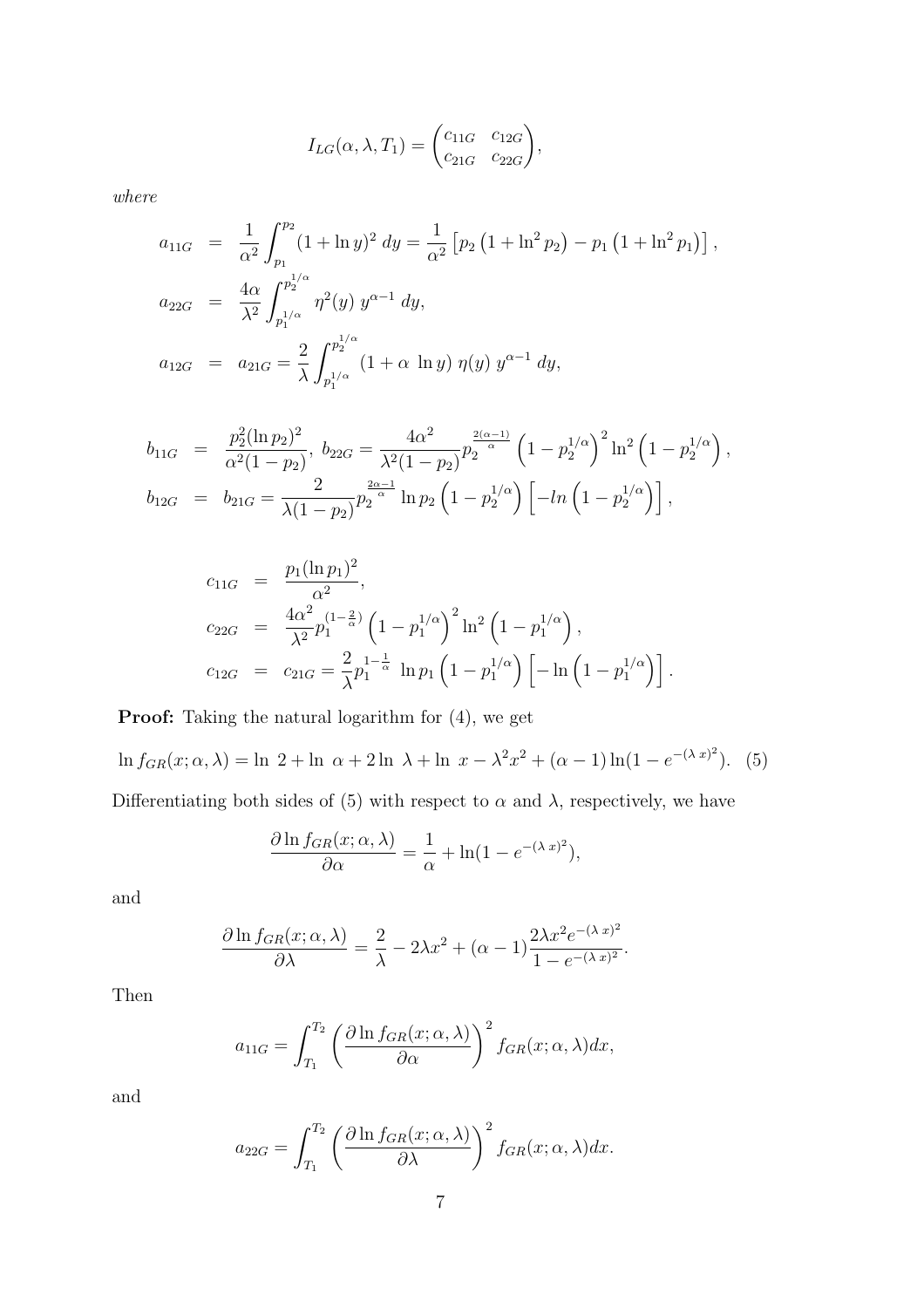$$I_{LG}(\alpha, \lambda, T_1) = \begin{pmatrix} c_{11G} & c_{12G} \\ c_{21G} & c_{22G} \end{pmatrix},$$

*where*

$$\begin{aligned}
a_{11G} &= \frac{1}{\alpha^2}\int_{p_1}^{p_2}(1+\ln y)^2\, dy = \frac{1}{\alpha^2}\left[p_2\left(1+\ln^2 p_2\right) - p_1\left(1+\ln^2 p_1\right)\right], \\
a_{22G} &= \frac{4\alpha}{\lambda^2}\int_{p_1^{1/\alpha}}^{p_2^{1/\alpha}} \eta^2(y)\; y^{\alpha-1}\, dy, \\
a_{12G} &= a_{21G} = \frac{2}{\lambda}\int_{p_1^{1/\alpha}}^{p_2^{1/\alpha}} (1+\alpha\;\ln y)\;\eta(y)\; y^{\alpha-1}\, dy,
\end{aligned}$$

$$\begin{aligned}
b_{11G} &= \frac{p_2^2(\ln p_2)^2}{\alpha^2(1-p_2)},\; b_{22G} = \frac{4\alpha^2}{\lambda^2(1-p_2)} p_2^{\frac{2(\alpha-1)}{\alpha}}\left(1-p_2^{1/\alpha}\right)^2 \ln^2\left(1-p_2^{1/\alpha}\right), \\
b_{12G} &= b_{21G} = \frac{2}{\lambda(1-p_2)} p_2^{\frac{2\alpha-1}{\alpha}} \ln p_2 \left(1-p_2^{1/\alpha}\right)\left[-ln\left(1-p_2^{1/\alpha}\right)\right],
\end{aligned}$$

$$\begin{aligned}
c_{11G} &= \frac{p_1(\ln p_1)^2}{\alpha^2}, \\
c_{22G} &= \frac{4\alpha^2}{\lambda^2} p_1^{(1-\frac{2}{\alpha})}\left(1-p_1^{1/\alpha}\right)^2 \ln^2\left(1-p_1^{1/\alpha}\right), \\
c_{12G} &= c_{21G} = \frac{2}{\lambda} p_1^{1-\frac{1}{\alpha}}\; \ln p_1 \left(1-p_1^{1/\alpha}\right)\left[-\ln\left(1-p_1^{1/\alpha}\right)\right].
\end{aligned}$$

**Proof:** Taking the natural logarithm for (4), we get

$$\ln f_{GR}(x;\alpha,\lambda) = \ln\; 2 + \ln\; \alpha + 2\ln\; \lambda + \ln\; x - \lambda^2 x^2 + (\alpha-1)\ln(1-e^{-(\lambda\, x)^2}). \quad (5)$$

Differentiating both sides of (5) with respect to $\alpha$ and $\lambda$, respectively, we have

$$\frac{\partial \ln f_{GR}(x;\alpha,\lambda)}{\partial \alpha} = \frac{1}{\alpha} + \ln(1-e^{-(\lambda\, x)^2}),$$

and

$$\frac{\partial \ln f_{GR}(x;\alpha,\lambda)}{\partial \lambda} = \frac{2}{\lambda} - 2\lambda x^2 + (\alpha-1)\frac{2\lambda x^2 e^{-(\lambda\, x)^2}}{1-e^{-(\lambda\, x)^2}}.$$

Then

$$a_{11G} = \int_{T_1}^{T_2}\left(\frac{\partial \ln f_{GR}(x;\alpha,\lambda)}{\partial \alpha}\right)^2 f_{GR}(x;\alpha,\lambda)dx,$$

and

$$a_{22G} = \int_{T_1}^{T_2}\left(\frac{\partial \ln f_{GR}(x;\alpha,\lambda)}{\partial \lambda}\right)^2 f_{GR}(x;\alpha,\lambda)dx.$$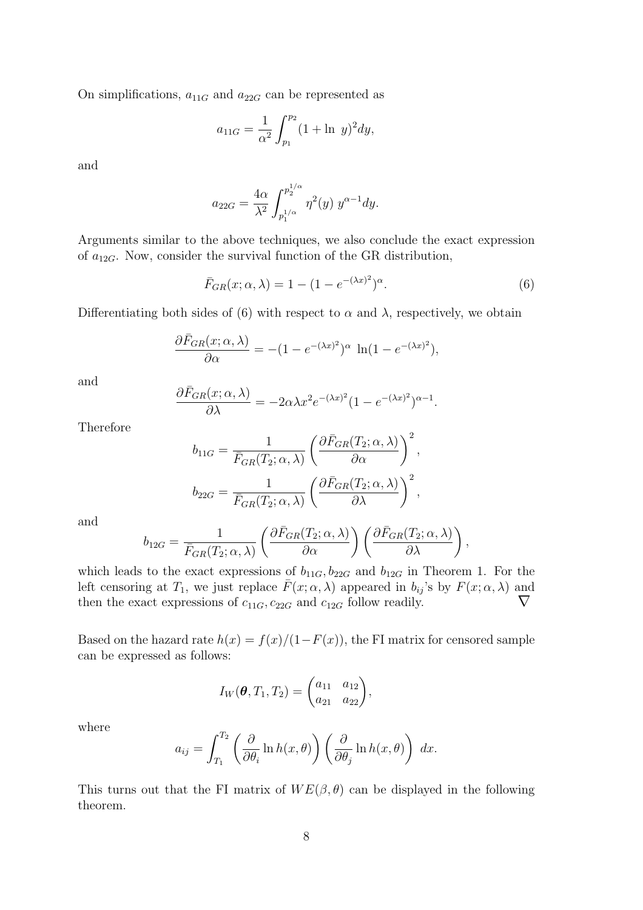On simplifications, $a_{11G}$ and $a_{22G}$ can be represented as

$$a_{11G} = \frac{1}{\alpha^2} \int_{p_1}^{p_2} (1 + \ln\ y)^2 dy,$$

and

$$a_{22G} = \frac{4\alpha}{\lambda^2} \int_{p_1^{1/\alpha}}^{p_2^{1/\alpha}} \eta^2(y)\ y^{\alpha-1} dy.$$

Arguments similar to the above techniques, we also conclude the exact expression of $a_{12G}$. Now, consider the survival function of the GR distribution,

$$\bar{F}_{GR}(x; \alpha, \lambda) = 1 - (1 - e^{-(\lambda x)^2})^{\alpha}. \tag{6}$$

Differentiating both sides of (6) with respect to $\alpha$ and $\lambda$, respectively, we obtain

$$\frac{\partial \bar{F}_{GR}(x; \alpha, \lambda)}{\partial \alpha} = -(1 - e^{-(\lambda x)^2})^{\alpha}\ \ln(1 - e^{-(\lambda x)^2}),$$

and

$$\frac{\partial \bar{F}_{GR}(x; \alpha, \lambda)}{\partial \lambda} = -2\alpha\lambda x^2 e^{-(\lambda x)^2} (1 - e^{-(\lambda x)^2})^{\alpha-1}.$$

Therefore

$$b_{11G} = \frac{1}{\bar{F}_{GR}(T_2; \alpha, \lambda)} \left( \frac{\partial \bar{F}_{GR}(T_2; \alpha, \lambda)}{\partial \alpha} \right)^2,$$

$$b_{22G} = \frac{1}{\bar{F}_{GR}(T_2; \alpha, \lambda)} \left( \frac{\partial \bar{F}_{GR}(T_2; \alpha, \lambda)}{\partial \lambda} \right)^2,$$

and

$$b_{12G} = \frac{1}{\bar{F}_{GR}(T_2; \alpha, \lambda)} \left( \frac{\partial \bar{F}_{GR}(T_2; \alpha, \lambda)}{\partial \alpha} \right) \left( \frac{\partial \bar{F}_{GR}(T_2; \alpha, \lambda)}{\partial \lambda} \right),$$

which leads to the exact expressions of $b_{11G}, b_{22G}$ and $b_{12G}$ in Theorem 1. For the left censoring at $T_1$, we just replace $\bar{F}(x; \alpha, \lambda)$ appeared in $b_{ij}$'s by $F(x; \alpha, \lambda)$ and then the exact expressions of $c_{11G}, c_{22G}$ and $c_{12G}$ follow readily. $\nabla$

Based on the hazard rate $h(x) = f(x)/(1 - F(x))$, the FI matrix for censored sample can be expressed as follows:

$$I_W(\boldsymbol{\theta}, T_1, T_2) = \begin{pmatrix} a_{11} & a_{12} \\ a_{21} & a_{22} \end{pmatrix},$$

where

$$a_{ij} = \int_{T_1}^{T_2} \left( \frac{\partial}{\partial \theta_i} \ln h(x, \theta) \right) \left( \frac{\partial}{\partial \theta_j} \ln h(x, \theta) \right)\ dx.$$

This turns out that the FI matrix of $WE(\beta, \theta)$ can be displayed in the following theorem.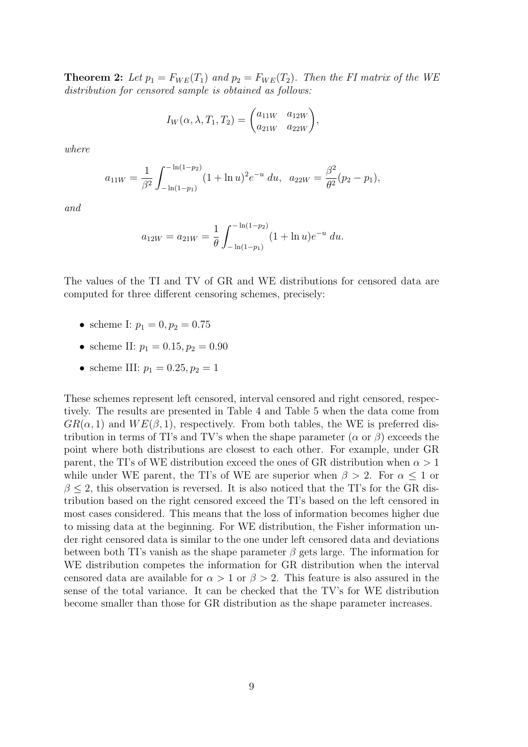**Theorem 2:** *Let $p_1 = F_{WE}(T_1)$ and $p_2 = F_{WE}(T_2)$. Then the FI matrix of the WE distribution for censored sample is obtained as follows:*

$$I_W(\alpha, \lambda, T_1, T_2) = \begin{pmatrix} a_{11W} & a_{12W} \\ a_{21W} & a_{22W} \end{pmatrix},$$

*where*

$$a_{11W} = \frac{1}{\beta^2} \int_{-\ln(1-p_1)}^{-\ln(1-p_2)} (1 + \ln u)^2 e^{-u} \, du, \quad a_{22W} = \frac{\beta^2}{\theta^2}(p_2 - p_1),$$

*and*

$$a_{12W} = a_{21W} = \frac{1}{\theta} \int_{-\ln(1-p_1)}^{-\ln(1-p_2)} (1 + \ln u) e^{-u} \, du.$$

The values of the TI and TV of GR and WE distributions for censored data are computed for three different censoring schemes, precisely:

- scheme I: $p_1 = 0, p_2 = 0.75$
- scheme II: $p_1 = 0.15, p_2 = 0.90$
- scheme III: $p_1 = 0.25, p_2 = 1$

These schemes represent left censored, interval censored and right censored, respectively. The results are presented in Table 4 and Table 5 when the data come from $GR(\alpha, 1)$ and $WE(\beta, 1)$, respectively. From both tables, the WE is preferred distribution in terms of TI's and TV's when the shape parameter ($\alpha$ or $\beta$) exceeds the point where both distributions are closest to each other. For example, under GR parent, the TI's of WE distribution exceed the ones of GR distribution when $\alpha > 1$ while under WE parent, the TI's of WE are superior when $\beta > 2$. For $\alpha \leq 1$ or $\beta \leq 2$, this observation is reversed. It is also noticed that the TI's for the GR distribution based on the right censored exceed the TI's based on the left censored in most cases considered. This means that the loss of information becomes higher due to missing data at the beginning. For WE distribution, the Fisher information under right censored data is similar to the one under left censored data and deviations between both TI's vanish as the shape parameter $\beta$ gets large. The information for WE distribution competes the information for GR distribution when the interval censored data are available for $\alpha > 1$ or $\beta > 2$. This feature is also assured in the sense of the total variance. It can be checked that the TV's for WE distribution become smaller than those for GR distribution as the shape parameter increases.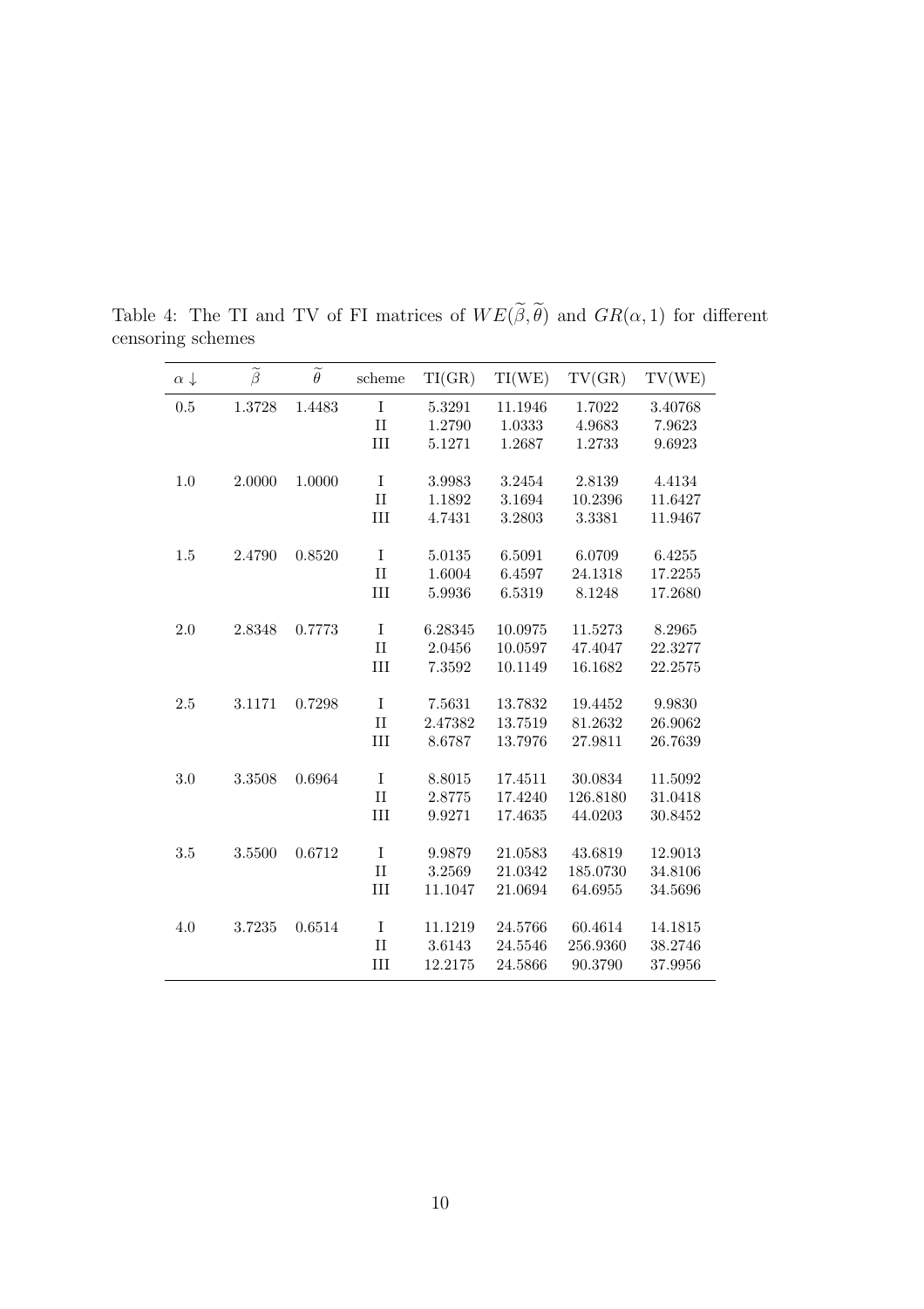Table 4: The TI and TV of FI matrices of $WE(\widetilde{\beta}, \widetilde{\theta})$ and $GR(\alpha, 1)$ for different censoring schemes

| $\alpha \downarrow$ | $\widetilde{\beta}$ | $\widetilde{\theta}$ | scheme | TI(GR) | TI(WE) | TV(GR) | TV(WE) |
|---|---|---|---|---|---|---|---|
| 0.5 | 1.3728 | 1.4483 | I | 5.3291 | 11.1946 | 1.7022 | 3.40768 |
| | | | II | 1.2790 | 1.0333 | 4.9683 | 7.9623 |
| | | | III | 5.1271 | 1.2687 | 1.2733 | 9.6923 |
| 1.0 | 2.0000 | 1.0000 | I | 3.9983 | 3.2454 | 2.8139 | 4.4134 |
| | | | II | 1.1892 | 3.1694 | 10.2396 | 11.6427 |
| | | | III | 4.7431 | 3.2803 | 3.3381 | 11.9467 |
| 1.5 | 2.4790 | 0.8520 | I | 5.0135 | 6.5091 | 6.0709 | 6.4255 |
| | | | II | 1.6004 | 6.4597 | 24.1318 | 17.2255 |
| | | | III | 5.9936 | 6.5319 | 8.1248 | 17.2680 |
| 2.0 | 2.8348 | 0.7773 | I | 6.28345 | 10.0975 | 11.5273 | 8.2965 |
| | | | II | 2.0456 | 10.0597 | 47.4047 | 22.3277 |
| | | | III | 7.3592 | 10.1149 | 16.1682 | 22.2575 |
| 2.5 | 3.1171 | 0.7298 | I | 7.5631 | 13.7832 | 19.4452 | 9.9830 |
| | | | II | 2.47382 | 13.7519 | 81.2632 | 26.9062 |
| | | | III | 8.6787 | 13.7976 | 27.9811 | 26.7639 |
| 3.0 | 3.3508 | 0.6964 | I | 8.8015 | 17.4511 | 30.0834 | 11.5092 |
| | | | II | 2.8775 | 17.4240 | 126.8180 | 31.0418 |
| | | | III | 9.9271 | 17.4635 | 44.0203 | 30.8452 |
| 3.5 | 3.5500 | 0.6712 | I | 9.9879 | 21.0583 | 43.6819 | 12.9013 |
| | | | II | 3.2569 | 21.0342 | 185.0730 | 34.8106 |
| | | | III | 11.1047 | 21.0694 | 64.6955 | 34.5696 |
| 4.0 | 3.7235 | 0.6514 | I | 11.1219 | 24.5766 | 60.4614 | 14.1815 |
| | | | II | 3.6143 | 24.5546 | 256.9360 | 38.2746 |
| | | | III | 12.2175 | 24.5866 | 90.3790 | 37.9956 |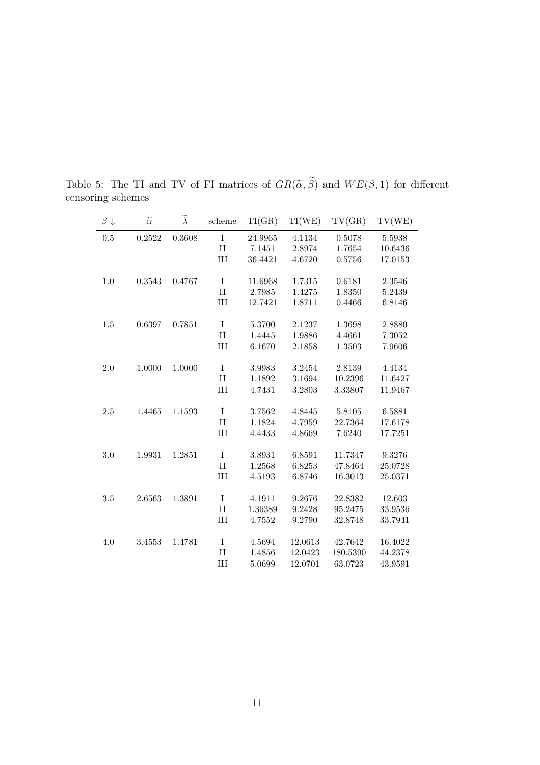Table 5: The TI and TV of FI matrices of $GR(\widetilde{\alpha}, \widetilde{\beta})$ and $WE(\beta, 1)$ for different censoring schemes

| $\beta \downarrow$ | $\widetilde{\alpha}$ | $\widetilde{\lambda}$ | scheme | TI(GR) | TI(WE) | TV(GR) | TV(WE) |
|---|---|---|---|---|---|---|---|
| 0.5 | 0.2522 | 0.3608 | I | 24.9965 | 4.1134 | 0.5078 | 5.5938 |
| | | | II | 7.1451 | 2.8974 | 1.7654 | 10.6436 |
| | | | III | 36.4421 | 4.6720 | 0.5756 | 17.0153 |
| 1.0 | 0.3543 | 0.4767 | I | 11.6968 | 1.7315 | 0.6181 | 2.3546 |
| | | | II | 2.7985 | 1.4275 | 1.8350 | 5.2439 |
| | | | III | 12.7421 | 1.8711 | 0.4466 | 6.8146 |
| 1.5 | 0.6397 | 0.7851 | I | 5.3700 | 2.1237 | 1.3698 | 2.8880 |
| | | | II | 1.4445 | 1.9886 | 4.4661 | 7.3052 |
| | | | III | 6.1670 | 2.1858 | 1.3503 | 7.9606 |
| 2.0 | 1.0000 | 1.0000 | I | 3.9983 | 3.2454 | 2.8139 | 4.4134 |
| | | | II | 1.1892 | 3.1694 | 10.2396 | 11.6427 |
| | | | III | 4.7431 | 3.2803 | 3.33807 | 11.9467 |
| 2.5 | 1.4465 | 1.1593 | I | 3.7562 | 4.8445 | 5.8105 | 6.5881 |
| | | | II | 1.1824 | 4.7959 | 22.7364 | 17.6178 |
| | | | III | 4.4433 | 4.8669 | 7.6240 | 17.7251 |
| 3.0 | 1.9931 | 1.2851 | I | 3.8931 | 6.8591 | 11.7347 | 9.3276 |
| | | | II | 1.2568 | 6.8253 | 47.8464 | 25.0728 |
| | | | III | 4.5193 | 6.8746 | 16.3013 | 25.0371 |
| 3.5 | 2.6563 | 1.3891 | I | 4.1911 | 9.2676 | 22.8382 | 12.603 |
| | | | II | 1.36389 | 9.2428 | 95.2475 | 33.9536 |
| | | | III | 4.7552 | 9.2790 | 32.8748 | 33.7941 |
| 4.0 | 3.4553 | 1.4781 | I | 4.5694 | 12.0613 | 42.7642 | 16.4022 |
| | | | II | 1.4856 | 12.0423 | 180.5390 | 44.2378 |
| | | | III | 5.0699 | 12.0701 | 63.0723 | 43.9591 |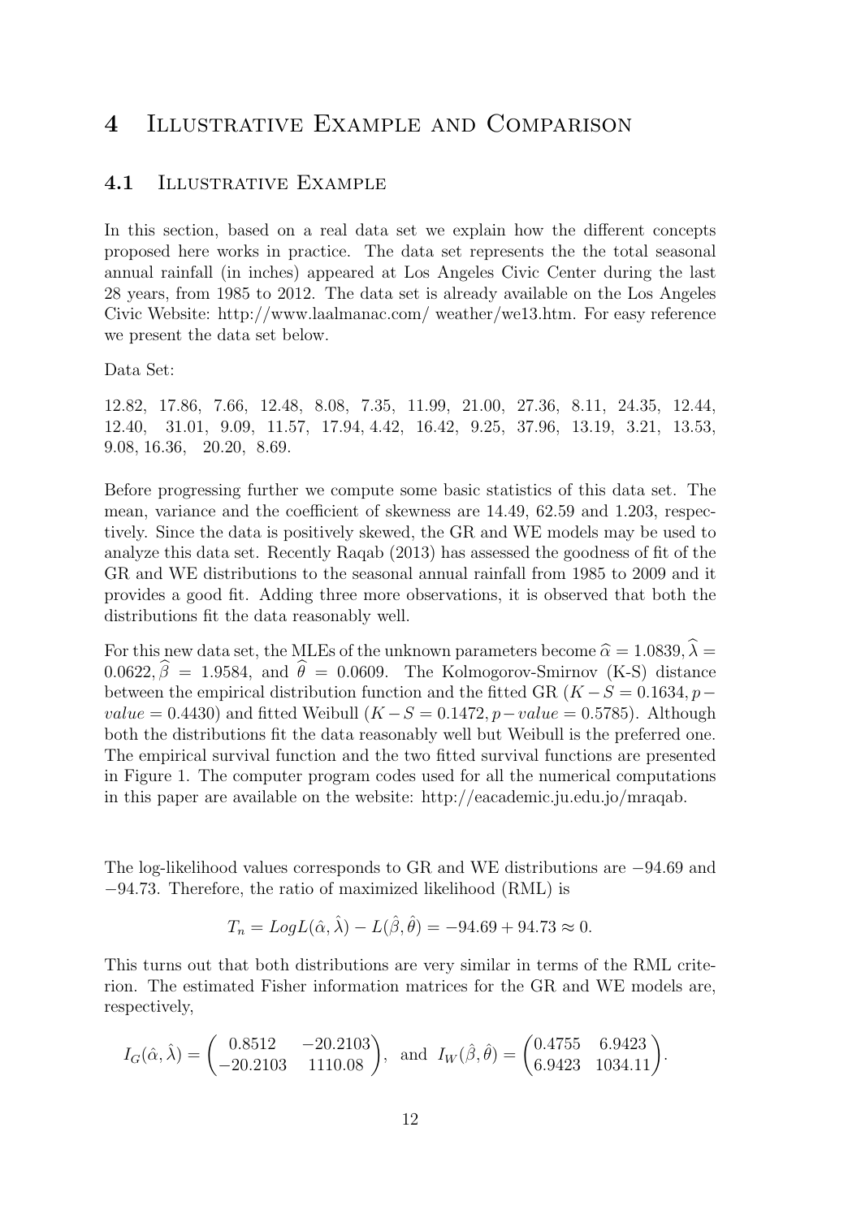# 4 Illustrative Example and Comparison

## 4.1 Illustrative Example

In this section, based on a real data set we explain how the different concepts proposed here works in practice. The data set represents the the total seasonal annual rainfall (in inches) appeared at Los Angeles Civic Center during the last 28 years, from 1985 to 2012. The data set is already available on the Los Angeles Civic Website: http://www.laalmanac.com/ weather/we13.htm. For easy reference we present the data set below.

Data Set:

12.82, 17.86, 7.66, 12.48, 8.08, 7.35, 11.99, 21.00, 27.36, 8.11, 24.35, 12.44, 12.40, 31.01, 9.09, 11.57, 17.94, 4.42, 16.42, 9.25, 37.96, 13.19, 3.21, 13.53, 9.08, 16.36, 20.20, 8.69.

Before progressing further we compute some basic statistics of this data set. The mean, variance and the coefficient of skewness are 14.49, 62.59 and 1.203, respectively. Since the data is positively skewed, the GR and WE models may be used to analyze this data set. Recently Raqab (2013) has assessed the goodness of fit of the GR and WE distributions to the seasonal annual rainfall from 1985 to 2009 and it provides a good fit. Adding three more observations, it is observed that both the distributions fit the data reasonably well.

For this new data set, the MLEs of the unknown parameters become $\widehat{\alpha} = 1.0839, \widehat{\lambda} = 0.0622, \widehat{\beta} = 1.9584$, and $\widehat{\theta} = 0.0609$. The Kolmogorov-Smirnov (K-S) distance between the empirical distribution function and the fitted GR ($K-S = 0.1634, p-value = 0.4430$) and fitted Weibull ($K-S = 0.1472, p-value = 0.5785$). Although both the distributions fit the data reasonably well but Weibull is the preferred one. The empirical survival function and the two fitted survival functions are presented in Figure 1. The computer program codes used for all the numerical computations in this paper are available on the website: http://eacademic.ju.edu.jo/mraqab.

The log-likelihood values corresponds to GR and WE distributions are $-94.69$ and $-94.73$. Therefore, the ratio of maximized likelihood (RML) is

$$T_n = LogL(\hat{\alpha}, \hat{\lambda}) - L(\hat{\beta}, \hat{\theta}) = -94.69 + 94.73 \approx 0.$$

This turns out that both distributions are very similar in terms of the RML criterion. The estimated Fisher information matrices for the GR and WE models are, respectively,

$$I_G(\hat{\alpha}, \hat{\lambda}) = \begin{pmatrix} 0.8512 & -20.2103 \\ -20.2103 & 1110.08 \end{pmatrix}, \text{ and } I_W(\hat{\beta}, \hat{\theta}) = \begin{pmatrix} 0.4755 & 6.9423 \\ 6.9423 & 1034.11 \end{pmatrix}.$$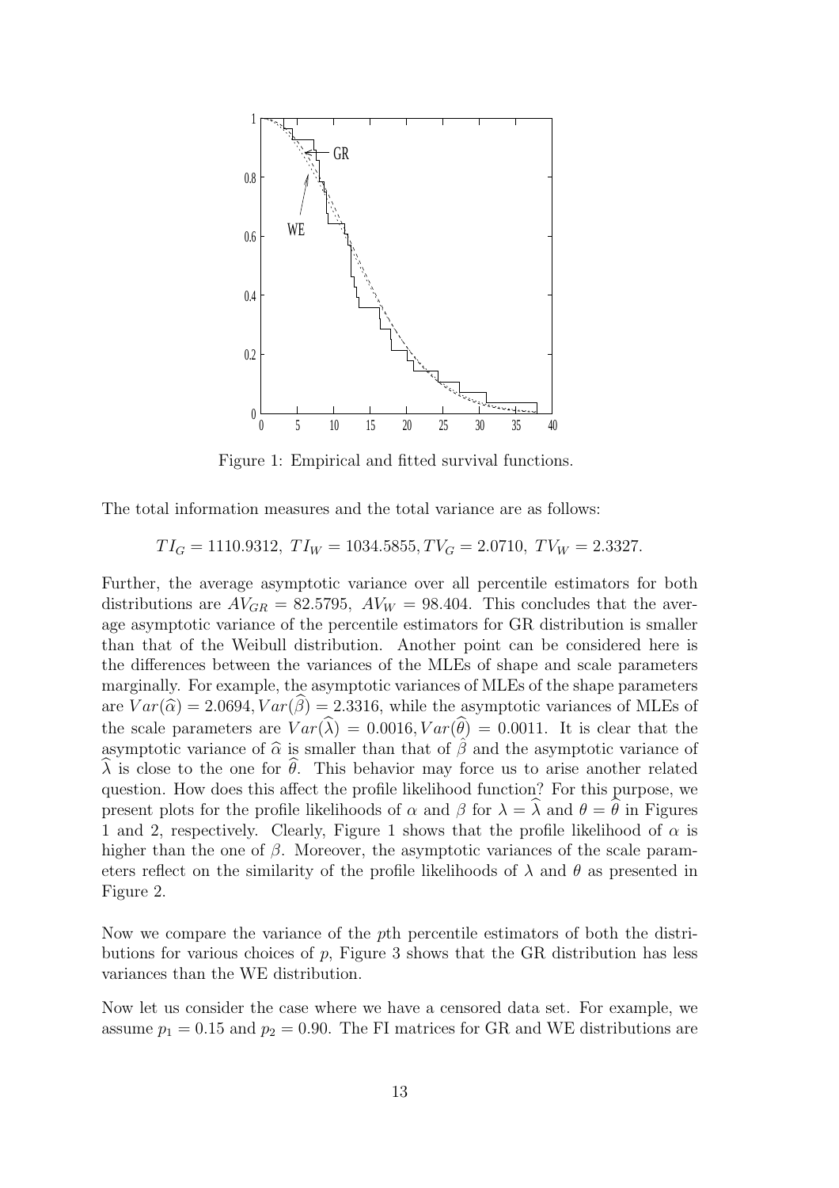Figure 1: Empirical and fitted survival functions.

The total information measures and the total variance are as follows:

$$TI_G = 1110.9312,\ TI_W = 1034.5855, TV_G = 2.0710,\ TV_W = 2.3327.$$

Further, the average asymptotic variance over all percentile estimators for both distributions are $AV_{GR} = 82.5795$, $AV_W = 98.404$. This concludes that the average asymptotic variance of the percentile estimators for GR distribution is smaller than that of the Weibull distribution. Another point can be considered here is the differences between the variances of the MLEs of shape and scale parameters marginally. For example, the asymptotic variances of MLEs of the shape parameters are $Var(\widehat{\alpha}) = 2.0694, Var(\widehat{\beta}) = 2.3316$, while the asymptotic variances of MLEs of the scale parameters are $Var(\widehat{\lambda}) = 0.0016, Var(\widehat{\theta}) = 0.0011$. It is clear that the asymptotic variance of $\widehat{\alpha}$ is smaller than that of $\hat{\beta}$ and the asymptotic variance of $\widehat{\lambda}$ is close to the one for $\widehat{\theta}$. This behavior may force us to arise another related question. How does this affect the profile likelihood function? For this purpose, we present plots for the profile likelihoods of $\alpha$ and $\beta$ for $\lambda = \widehat{\lambda}$ and $\theta = \widehat{\theta}$ in Figures 1 and 2, respectively. Clearly, Figure 1 shows that the profile likelihood of $\alpha$ is higher than the one of $\beta$. Moreover, the asymptotic variances of the scale parameters reflect on the similarity of the profile likelihoods of $\lambda$ and $\theta$ as presented in Figure 2.

Now we compare the variance of the $p$th percentile estimators of both the distributions for various choices of $p$, Figure 3 shows that the GR distribution has less variances than the WE distribution.

Now let us consider the case where we have a censored data set. For example, we assume $p_1 = 0.15$ and $p_2 = 0.90$. The FI matrices for GR and WE distributions are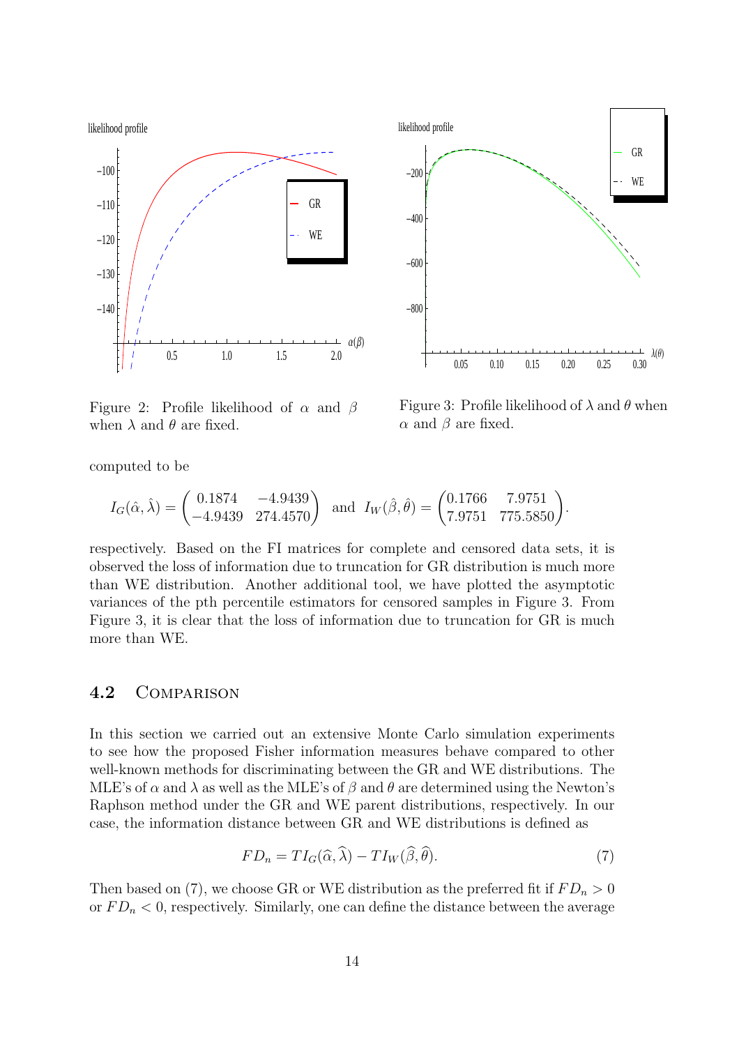Figure 2: Profile likelihood of $\alpha$ and $\beta$ when $\lambda$ and $\theta$ are fixed.

Figure 3: Profile likelihood of $\lambda$ and $\theta$ when $\alpha$ and $\beta$ are fixed.

computed to be

$$I_G(\hat{\alpha}, \hat{\lambda}) = \begin{pmatrix} 0.1874 & -4.9439 \\ -4.9439 & 274.4570 \end{pmatrix} \text{ and } I_W(\hat{\beta}, \hat{\theta}) = \begin{pmatrix} 0.1766 & 7.9751 \\ 7.9751 & 775.5850 \end{pmatrix}.$$

respectively. Based on the FI matrices for complete and censored data sets, it is observed the loss of information due to truncation for GR distribution is much more than WE distribution. Another additional tool, we have plotted the asymptotic variances of the pth percentile estimators for censored samples in Figure 3. From Figure 3, it is clear that the loss of information due to truncation for GR is much more than WE.

## 4.2 Comparison

In this section we carried out an extensive Monte Carlo simulation experiments to see how the proposed Fisher information measures behave compared to other well-known methods for discriminating between the GR and WE distributions. The MLE's of $\alpha$ and $\lambda$ as well as the MLE's of $\beta$ and $\theta$ are determined using the Newton's Raphson method under the GR and WE parent distributions, respectively. In our case, the information distance between GR and WE distributions is defined as

$$FD_n = TI_G(\widehat{\alpha}, \widehat{\lambda}) - TI_W(\widehat{\beta}, \widehat{\theta}). \tag{7}$$

Then based on (7), we choose GR or WE distribution as the preferred fit if $FD_n > 0$ or $FD_n < 0$, respectively. Similarly, one can define the distance between the average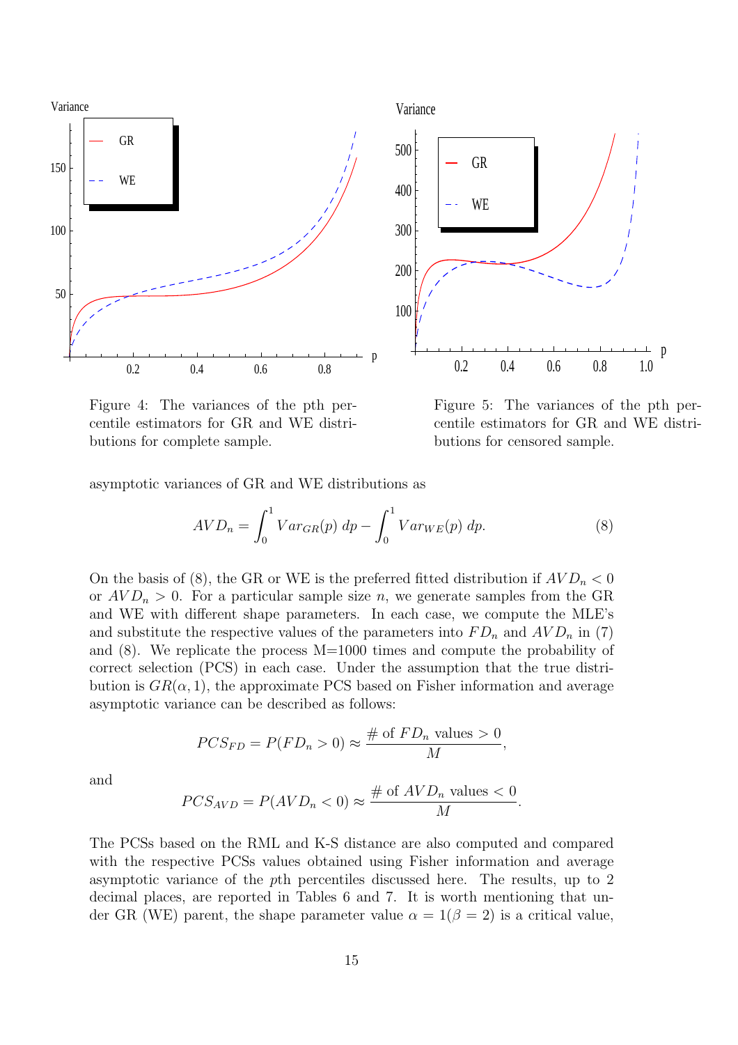Figure 4: The variances of the pth percentile estimators for GR and WE distributions for complete sample.

Figure 5: The variances of the pth percentile estimators for GR and WE distributions for censored sample.

asymptotic variances of GR and WE distributions as

$$AVD_n = \int_0^1 Var_{GR}(p)\, dp - \int_0^1 Var_{WE}(p)\, dp. \tag{8}$$

On the basis of (8), the GR or WE is the preferred fitted distribution if $AVD_n < 0$ or $AVD_n > 0$. For a particular sample size $n$, we generate samples from the GR and WE with different shape parameters. In each case, we compute the MLE's and substitute the respective values of the parameters into $FD_n$ and $AVD_n$ in (7) and (8). We replicate the process M=1000 times and compute the probability of correct selection (PCS) in each case. Under the assumption that the true distribution is $GR(\alpha, 1)$, the approximate PCS based on Fisher information and average asymptotic variance can be described as follows:

$$PCS_{FD} = P(FD_n > 0) \approx \frac{\#\text{ of } FD_n \text{ values} > 0}{M},$$

and

$$PCS_{AVD} = P(AVD_n < 0) \approx \frac{\#\text{ of } AVD_n \text{ values} < 0}{M}.$$

The PCSs based on the RML and K-S distance are also computed and compared with the respective PCSs values obtained using Fisher information and average asymptotic variance of the $p$th percentiles discussed here. The results, up to 2 decimal places, are reported in Tables 6 and 7. It is worth mentioning that under GR (WE) parent, the shape parameter value $\alpha = 1(\beta = 2)$ is a critical value,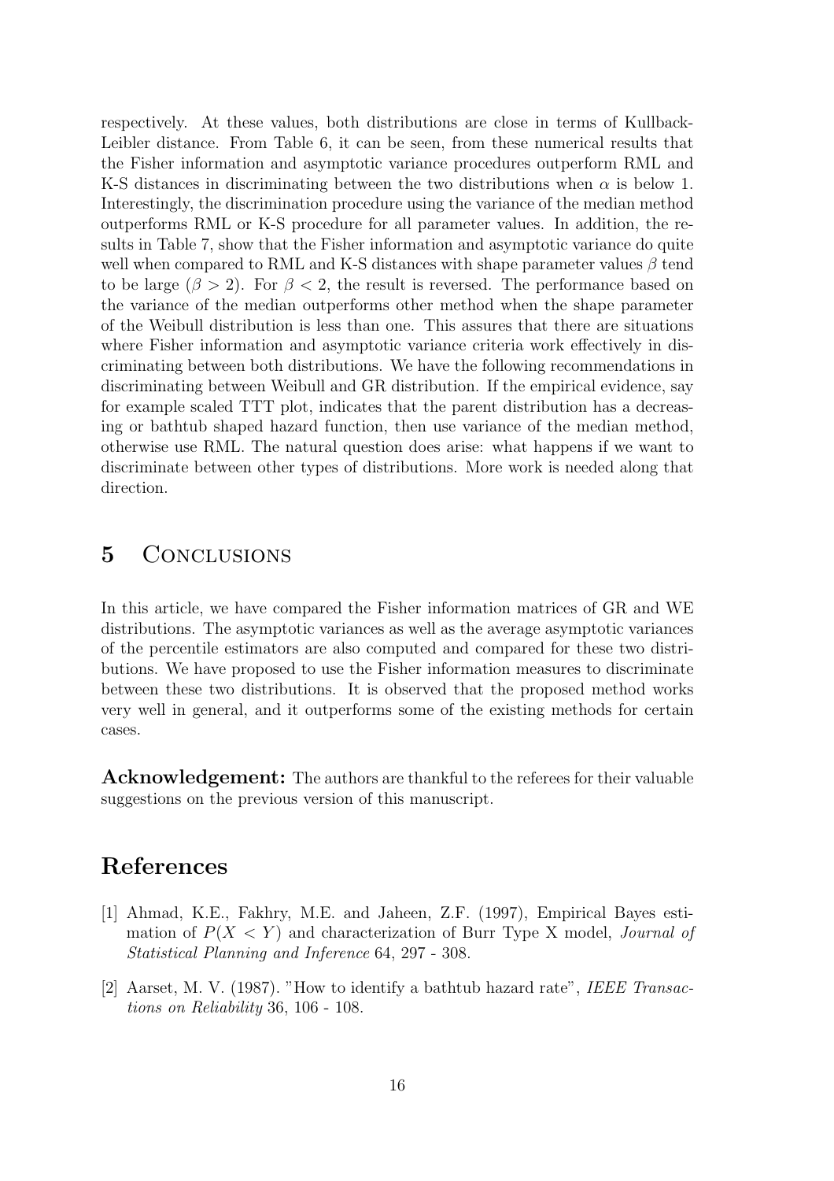respectively. At these values, both distributions are close in terms of Kullback-Leibler distance. From Table 6, it can be seen, from these numerical results that the Fisher information and asymptotic variance procedures outperform RML and K-S distances in discriminating between the two distributions when $\alpha$ is below 1. Interestingly, the discrimination procedure using the variance of the median method outperforms RML or K-S procedure for all parameter values. In addition, the results in Table 7, show that the Fisher information and asymptotic variance do quite well when compared to RML and K-S distances with shape parameter values $\beta$ tend to be large ($\beta > 2$). For $\beta < 2$, the result is reversed. The performance based on the variance of the median outperforms other method when the shape parameter of the Weibull distribution is less than one. This assures that there are situations where Fisher information and asymptotic variance criteria work effectively in discriminating between both distributions. We have the following recommendations in discriminating between Weibull and GR distribution. If the empirical evidence, say for example scaled TTT plot, indicates that the parent distribution has a decreasing or bathtub shaped hazard function, then use variance of the median method, otherwise use RML. The natural question does arise: what happens if we want to discriminate between other types of distributions. More work is needed along that direction.

# 5 Conclusions

In this article, we have compared the Fisher information matrices of GR and WE distributions. The asymptotic variances as well as the average asymptotic variances of the percentile estimators are also computed and compared for these two distributions. We have proposed to use the Fisher information measures to discriminate between these two distributions. It is observed that the proposed method works very well in general, and it outperforms some of the existing methods for certain cases.

**Acknowledgement:** The authors are thankful to the referees for their valuable suggestions on the previous version of this manuscript.

# References

[1] Ahmad, K.E., Fakhry, M.E. and Jaheen, Z.F. (1997), Empirical Bayes estimation of $P(X < Y)$ and characterization of Burr Type X model, *Journal of Statistical Planning and Inference* 64, 297 - 308.

[2] Aarset, M. V. (1987). "How to identify a bathtub hazard rate", *IEEE Transactions on Reliability* 36, 106 - 108.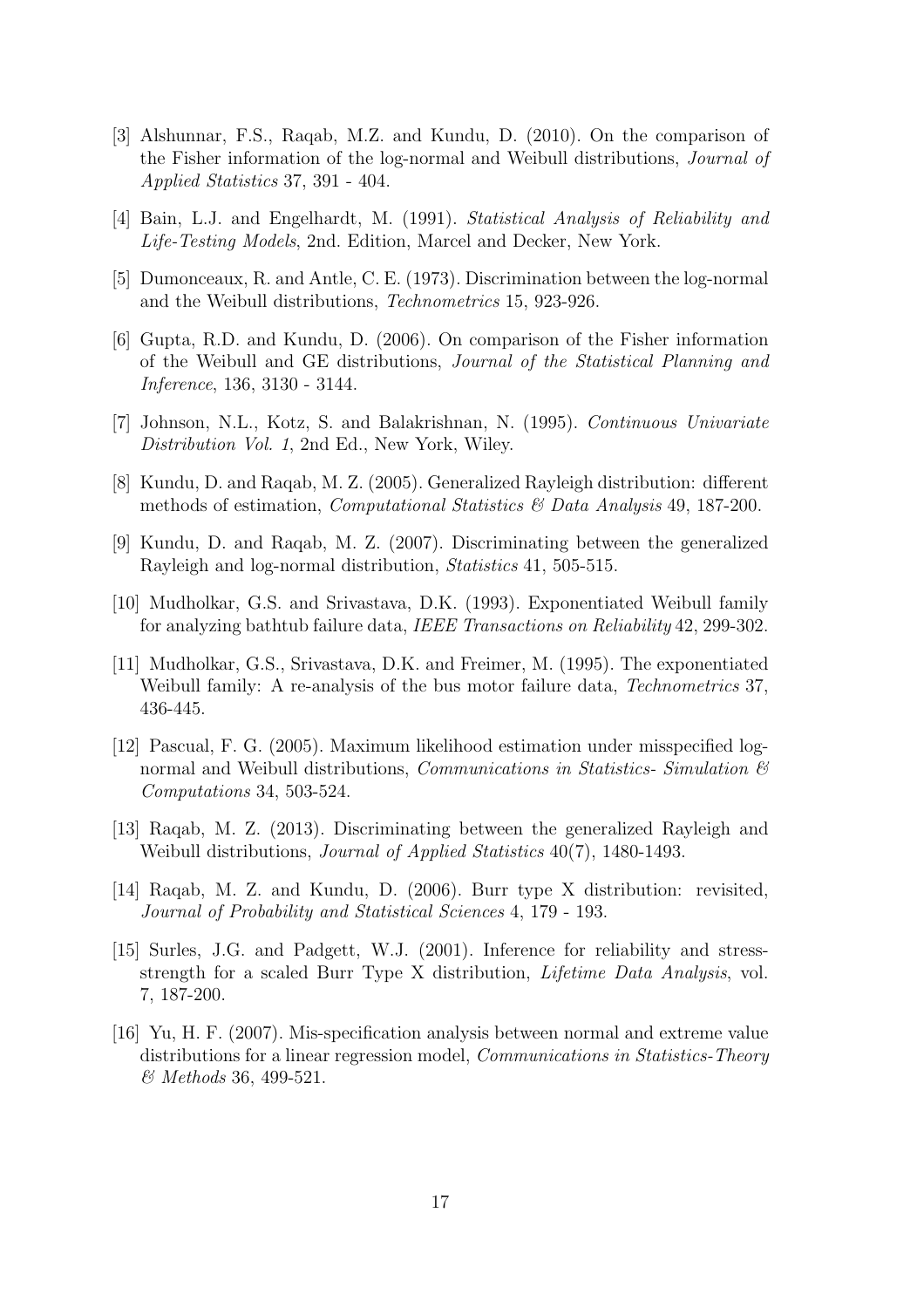[3] Alshunnar, F.S., Raqab, M.Z. and Kundu, D. (2010). On the comparison of the Fisher information of the log-normal and Weibull distributions, *Journal of Applied Statistics* 37, 391 - 404.

[4] Bain, L.J. and Engelhardt, M. (1991). *Statistical Analysis of Reliability and Life-Testing Models*, 2nd. Edition, Marcel and Decker, New York.

[5] Dumonceaux, R. and Antle, C. E. (1973). Discrimination between the log-normal and the Weibull distributions, *Technometrics* 15, 923-926.

[6] Gupta, R.D. and Kundu, D. (2006). On comparison of the Fisher information of the Weibull and GE distributions, *Journal of the Statistical Planning and Inference*, 136, 3130 - 3144.

[7] Johnson, N.L., Kotz, S. and Balakrishnan, N. (1995). *Continuous Univariate Distribution Vol. 1*, 2nd Ed., New York, Wiley.

[8] Kundu, D. and Raqab, M. Z. (2005). Generalized Rayleigh distribution: different methods of estimation, *Computational Statistics & Data Analysis* 49, 187-200.

[9] Kundu, D. and Raqab, M. Z. (2007). Discriminating between the generalized Rayleigh and log-normal distribution, *Statistics* 41, 505-515.

[10] Mudholkar, G.S. and Srivastava, D.K. (1993). Exponentiated Weibull family for analyzing bathtub failure data, *IEEE Transactions on Reliability* 42, 299-302.

[11] Mudholkar, G.S., Srivastava, D.K. and Freimer, M. (1995). The exponentiated Weibull family: A re-analysis of the bus motor failure data, *Technometrics* 37, 436-445.

[12] Pascual, F. G. (2005). Maximum likelihood estimation under misspecified log-normal and Weibull distributions, *Communications in Statistics- Simulation & Computations* 34, 503-524.

[13] Raqab, M. Z. (2013). Discriminating between the generalized Rayleigh and Weibull distributions, *Journal of Applied Statistics* 40(7), 1480-1493.

[14] Raqab, M. Z. and Kundu, D. (2006). Burr type X distribution: revisited, *Journal of Probability and Statistical Sciences* 4, 179 - 193.

[15] Surles, J.G. and Padgett, W.J. (2001). Inference for reliability and stress-strength for a scaled Burr Type X distribution, *Lifetime Data Analysis*, vol. 7, 187-200.

[16] Yu, H. F. (2007). Mis-specification analysis between normal and extreme value distributions for a linear regression model, *Communications in Statistics-Theory & Methods* 36, 499-521.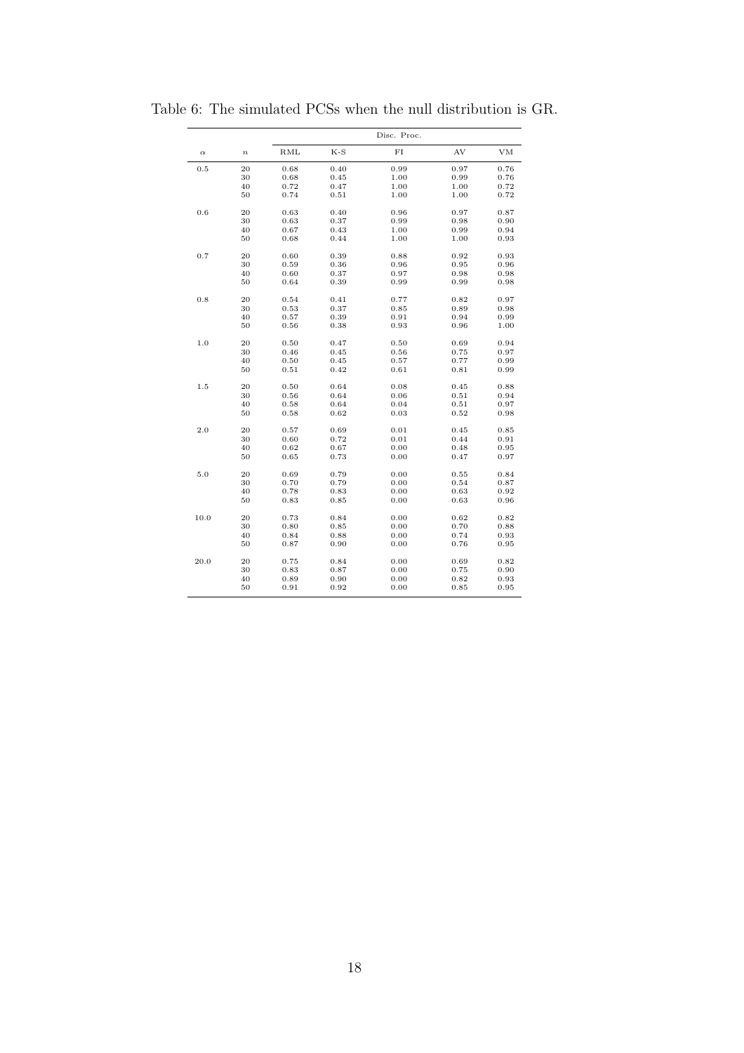Table 6: The simulated PCSs when the null distribution is GR.

| | | Disc. Proc. | | | | |
|---|---|---|---|---|---|---|
| $\alpha$ | $n$ | RML | K-S | FI | AV | VM |
| 0.5 | 20 | 0.68 | 0.40 | 0.99 | 0.97 | 0.76 |
| | 30 | 0.68 | 0.45 | 1.00 | 0.99 | 0.76 |
| | 40 | 0.72 | 0.47 | 1.00 | 1.00 | 0.72 |
| | 50 | 0.74 | 0.51 | 1.00 | 1.00 | 0.72 |
| 0.6 | 20 | 0.63 | 0.40 | 0.96 | 0.97 | 0.87 |
| | 30 | 0.63 | 0.37 | 0.99 | 0.98 | 0.90 |
| | 40 | 0.67 | 0.43 | 1.00 | 0.99 | 0.94 |
| | 50 | 0.68 | 0.44 | 1.00 | 1.00 | 0.93 |
| 0.7 | 20 | 0.60 | 0.39 | 0.88 | 0.92 | 0.93 |
| | 30 | 0.59 | 0.36 | 0.96 | 0.95 | 0.96 |
| | 40 | 0.60 | 0.37 | 0.97 | 0.98 | 0.98 |
| | 50 | 0.64 | 0.39 | 0.99 | 0.99 | 0.98 |
| 0.8 | 20 | 0.54 | 0.41 | 0.77 | 0.82 | 0.97 |
| | 30 | 0.53 | 0.37 | 0.85 | 0.89 | 0.98 |
| | 40 | 0.57 | 0.39 | 0.91 | 0.94 | 0.99 |
| | 50 | 0.56 | 0.38 | 0.93 | 0.96 | 1.00 |
| 1.0 | 20 | 0.50 | 0.47 | 0.50 | 0.69 | 0.94 |
| | 30 | 0.46 | 0.45 | 0.56 | 0.75 | 0.97 |
| | 40 | 0.50 | 0.45 | 0.57 | 0.77 | 0.99 |
| | 50 | 0.51 | 0.42 | 0.61 | 0.81 | 0.99 |
| 1.5 | 20 | 0.50 | 0.64 | 0.08 | 0.45 | 0.88 |
| | 30 | 0.56 | 0.64 | 0.06 | 0.51 | 0.94 |
| | 40 | 0.58 | 0.64 | 0.04 | 0.51 | 0.97 |
| | 50 | 0.58 | 0.62 | 0.03 | 0.52 | 0.98 |
| 2.0 | 20 | 0.57 | 0.69 | 0.01 | 0.45 | 0.85 |
| | 30 | 0.60 | 0.72 | 0.01 | 0.44 | 0.91 |
| | 40 | 0.62 | 0.67 | 0.00 | 0.48 | 0.95 |
| | 50 | 0.65 | 0.73 | 0.00 | 0.47 | 0.97 |
| 5.0 | 20 | 0.69 | 0.79 | 0.00 | 0.55 | 0.84 |
| | 30 | 0.70 | 0.79 | 0.00 | 0.54 | 0.87 |
| | 40 | 0.78 | 0.83 | 0.00 | 0.63 | 0.92 |
| | 50 | 0.83 | 0.85 | 0.00 | 0.63 | 0.96 |
| 10.0 | 20 | 0.73 | 0.84 | 0.00 | 0.62 | 0.82 |
| | 30 | 0.80 | 0.85 | 0.00 | 0.70 | 0.88 |
| | 40 | 0.84 | 0.88 | 0.00 | 0.74 | 0.93 |
| | 50 | 0.87 | 0.90 | 0.00 | 0.76 | 0.95 |
| 20.0 | 20 | 0.75 | 0.84 | 0.00 | 0.69 | 0.82 |
| | 30 | 0.83 | 0.87 | 0.00 | 0.75 | 0.90 |
| | 40 | 0.89 | 0.90 | 0.00 | 0.82 | 0.93 |
| | 50 | 0.91 | 0.92 | 0.00 | 0.85 | 0.95 |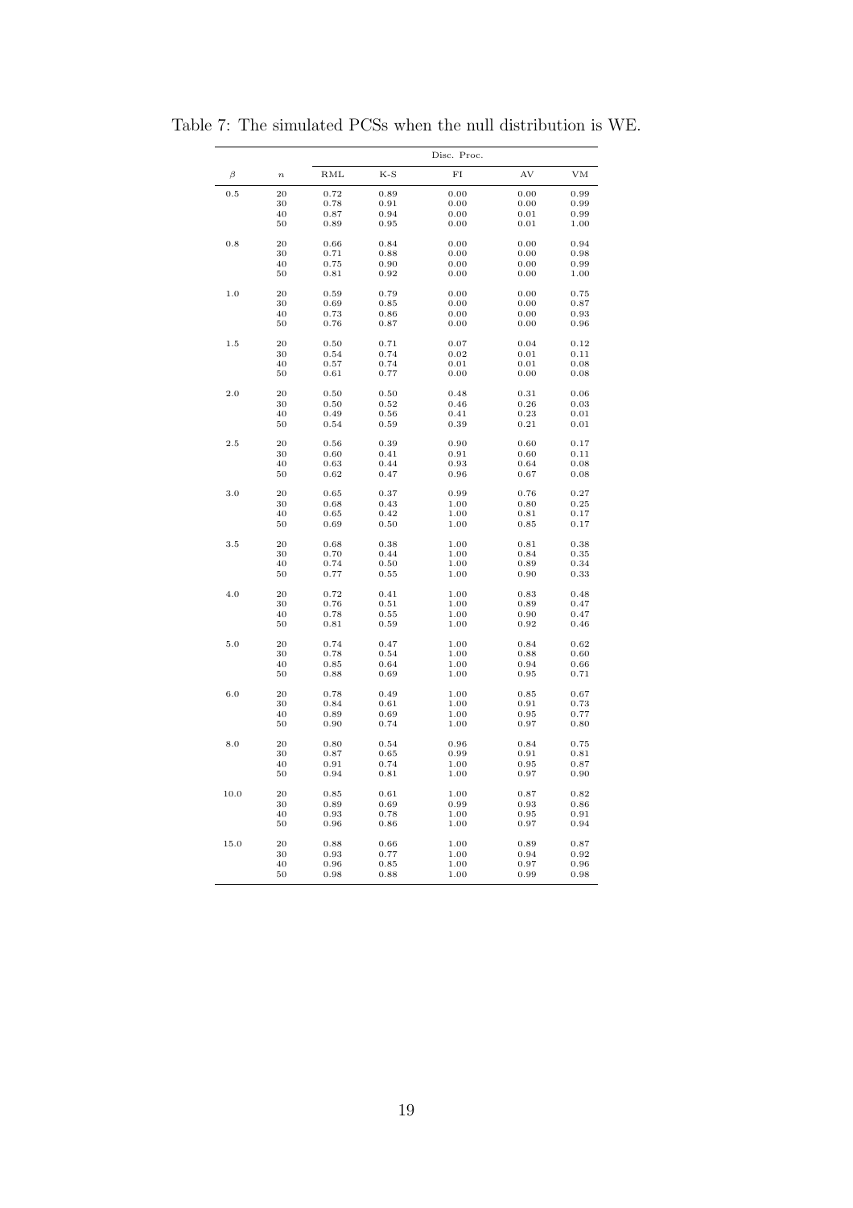Table 7: The simulated PCSs when the null distribution is WE.

| | | Disc. Proc. | | | | |
|---|---|---|---|---|---|---|
| $\beta$ | $n$ | RML | K-S | FI | AV | VM |
| 0.5 | 20 | 0.72 | 0.89 | 0.00 | 0.00 | 0.99 |
| | 30 | 0.78 | 0.91 | 0.00 | 0.00 | 0.99 |
| | 40 | 0.87 | 0.94 | 0.00 | 0.01 | 0.99 |
| | 50 | 0.89 | 0.95 | 0.00 | 0.01 | 1.00 |
| 0.8 | 20 | 0.66 | 0.84 | 0.00 | 0.00 | 0.94 |
| | 30 | 0.71 | 0.88 | 0.00 | 0.00 | 0.98 |
| | 40 | 0.75 | 0.90 | 0.00 | 0.00 | 0.99 |
| | 50 | 0.81 | 0.92 | 0.00 | 0.00 | 1.00 |
| 1.0 | 20 | 0.59 | 0.79 | 0.00 | 0.00 | 0.75 |
| | 30 | 0.69 | 0.85 | 0.00 | 0.00 | 0.87 |
| | 40 | 0.73 | 0.86 | 0.00 | 0.00 | 0.93 |
| | 50 | 0.76 | 0.87 | 0.00 | 0.00 | 0.96 |
| 1.5 | 20 | 0.50 | 0.71 | 0.07 | 0.04 | 0.12 |
| | 30 | 0.54 | 0.74 | 0.02 | 0.01 | 0.11 |
| | 40 | 0.57 | 0.74 | 0.01 | 0.01 | 0.08 |
| | 50 | 0.61 | 0.77 | 0.00 | 0.00 | 0.08 |
| 2.0 | 20 | 0.50 | 0.50 | 0.48 | 0.31 | 0.06 |
| | 30 | 0.50 | 0.52 | 0.46 | 0.26 | 0.03 |
| | 40 | 0.49 | 0.56 | 0.41 | 0.23 | 0.01 |
| | 50 | 0.54 | 0.59 | 0.39 | 0.21 | 0.01 |
| 2.5 | 20 | 0.56 | 0.39 | 0.90 | 0.60 | 0.17 |
| | 30 | 0.60 | 0.41 | 0.91 | 0.60 | 0.11 |
| | 40 | 0.63 | 0.44 | 0.93 | 0.64 | 0.08 |
| | 50 | 0.62 | 0.47 | 0.96 | 0.67 | 0.08 |
| 3.0 | 20 | 0.65 | 0.37 | 0.99 | 0.76 | 0.27 |
| | 30 | 0.68 | 0.43 | 1.00 | 0.80 | 0.25 |
| | 40 | 0.65 | 0.42 | 1.00 | 0.81 | 0.17 |
| | 50 | 0.69 | 0.50 | 1.00 | 0.85 | 0.17 |
| 3.5 | 20 | 0.68 | 0.38 | 1.00 | 0.81 | 0.38 |
| | 30 | 0.70 | 0.44 | 1.00 | 0.84 | 0.35 |
| | 40 | 0.74 | 0.50 | 1.00 | 0.89 | 0.34 |
| | 50 | 0.77 | 0.55 | 1.00 | 0.90 | 0.33 |
| 4.0 | 20 | 0.72 | 0.41 | 1.00 | 0.83 | 0.48 |
| | 30 | 0.76 | 0.51 | 1.00 | 0.89 | 0.47 |
| | 40 | 0.78 | 0.55 | 1.00 | 0.90 | 0.47 |
| | 50 | 0.81 | 0.59 | 1.00 | 0.92 | 0.46 |
| 5.0 | 20 | 0.74 | 0.47 | 1.00 | 0.84 | 0.62 |
| | 30 | 0.78 | 0.54 | 1.00 | 0.88 | 0.60 |
| | 40 | 0.85 | 0.64 | 1.00 | 0.94 | 0.66 |
| | 50 | 0.88 | 0.69 | 1.00 | 0.95 | 0.71 |
| 6.0 | 20 | 0.78 | 0.49 | 1.00 | 0.85 | 0.67 |
| | 30 | 0.84 | 0.61 | 1.00 | 0.91 | 0.73 |
| | 40 | 0.89 | 0.69 | 1.00 | 0.95 | 0.77 |
| | 50 | 0.90 | 0.74 | 1.00 | 0.97 | 0.80 |
| 8.0 | 20 | 0.80 | 0.54 | 0.96 | 0.84 | 0.75 |
| | 30 | 0.87 | 0.65 | 0.99 | 0.91 | 0.81 |
| | 40 | 0.91 | 0.74 | 1.00 | 0.95 | 0.87 |
| | 50 | 0.94 | 0.81 | 1.00 | 0.97 | 0.90 |
| 10.0 | 20 | 0.85 | 0.61 | 1.00 | 0.87 | 0.82 |
| | 30 | 0.89 | 0.69 | 0.99 | 0.93 | 0.86 |
| | 40 | 0.93 | 0.78 | 1.00 | 0.95 | 0.91 |
| | 50 | 0.96 | 0.86 | 1.00 | 0.97 | 0.94 |
| 15.0 | 20 | 0.88 | 0.66 | 1.00 | 0.89 | 0.87 |
| | 30 | 0.93 | 0.77 | 1.00 | 0.94 | 0.92 |
| | 40 | 0.96 | 0.85 | 1.00 | 0.97 | 0.96 |
| | 50 | 0.98 | 0.88 | 1.00 | 0.99 | 0.98 |